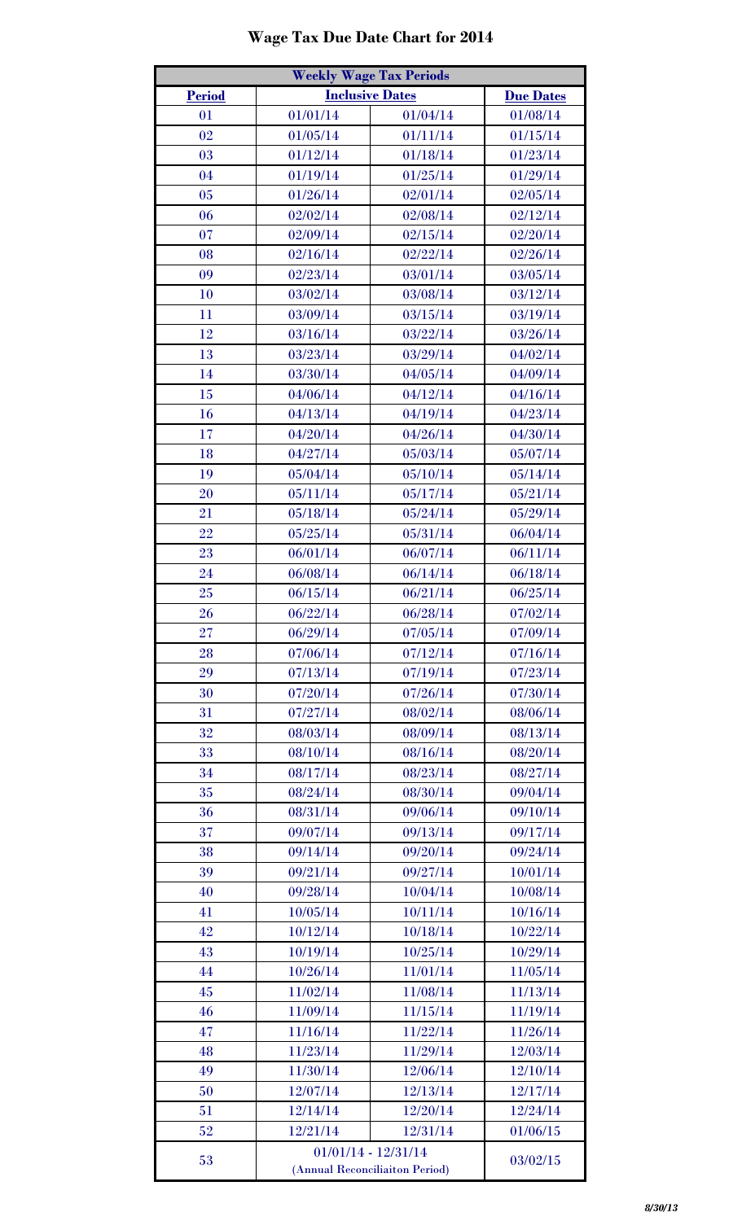# Wage Tax Due Date Chart for 2014

| Weekly Wage Tax Periods | | | |
|---|---|---|---|
| **Period** | **Inclusive Dates** | | **Due Dates** |
| 01 | 01/01/14 | 01/04/14 | 01/08/14 |
| 02 | 01/05/14 | 01/11/14 | 01/15/14 |
| 03 | 01/12/14 | 01/18/14 | 01/23/14 |
| 04 | 01/19/14 | 01/25/14 | 01/29/14 |
| 05 | 01/26/14 | 02/01/14 | 02/05/14 |
| 06 | 02/02/14 | 02/08/14 | 02/12/14 |
| 07 | 02/09/14 | 02/15/14 | 02/20/14 |
| 08 | 02/16/14 | 02/22/14 | 02/26/14 |
| 09 | 02/23/14 | 03/01/14 | 03/05/14 |
| 10 | 03/02/14 | 03/08/14 | 03/12/14 |
| 11 | 03/09/14 | 03/15/14 | 03/19/14 |
| 12 | 03/16/14 | 03/22/14 | 03/26/14 |
| 13 | 03/23/14 | 03/29/14 | 04/02/14 |
| 14 | 03/30/14 | 04/05/14 | 04/09/14 |
| 15 | 04/06/14 | 04/12/14 | 04/16/14 |
| 16 | 04/13/14 | 04/19/14 | 04/23/14 |
| 17 | 04/20/14 | 04/26/14 | 04/30/14 |
| 18 | 04/27/14 | 05/03/14 | 05/07/14 |
| 19 | 05/04/14 | 05/10/14 | 05/14/14 |
| 20 | 05/11/14 | 05/17/14 | 05/21/14 |
| 21 | 05/18/14 | 05/24/14 | 05/29/14 |
| 22 | 05/25/14 | 05/31/14 | 06/04/14 |
| 23 | 06/01/14 | 06/07/14 | 06/11/14 |
| 24 | 06/08/14 | 06/14/14 | 06/18/14 |
| 25 | 06/15/14 | 06/21/14 | 06/25/14 |
| 26 | 06/22/14 | 06/28/14 | 07/02/14 |
| 27 | 06/29/14 | 07/05/14 | 07/09/14 |
| 28 | 07/06/14 | 07/12/14 | 07/16/14 |
| 29 | 07/13/14 | 07/19/14 | 07/23/14 |
| 30 | 07/20/14 | 07/26/14 | 07/30/14 |
| 31 | 07/27/14 | 08/02/14 | 08/06/14 |
| 32 | 08/03/14 | 08/09/14 | 08/13/14 |
| 33 | 08/10/14 | 08/16/14 | 08/20/14 |
| 34 | 08/17/14 | 08/23/14 | 08/27/14 |
| 35 | 08/24/14 | 08/30/14 | 09/04/14 |
| 36 | 08/31/14 | 09/06/14 | 09/10/14 |
| 37 | 09/07/14 | 09/13/14 | 09/17/14 |
| 38 | 09/14/14 | 09/20/14 | 09/24/14 |
| 39 | 09/21/14 | 09/27/14 | 10/01/14 |
| 40 | 09/28/14 | 10/04/14 | 10/08/14 |
| 41 | 10/05/14 | 10/11/14 | 10/16/14 |
| 42 | 10/12/14 | 10/18/14 | 10/22/14 |
| 43 | 10/19/14 | 10/25/14 | 10/29/14 |
| 44 | 10/26/14 | 11/01/14 | 11/05/14 |
| 45 | 11/02/14 | 11/08/14 | 11/13/14 |
| 46 | 11/09/14 | 11/15/14 | 11/19/14 |
| 47 | 11/16/14 | 11/22/14 | 11/26/14 |
| 48 | 11/23/14 | 11/29/14 | 12/03/14 |
| 49 | 11/30/14 | 12/06/14 | 12/10/14 |
| 50 | 12/07/14 | 12/13/14 | 12/17/14 |
| 51 | 12/14/14 | 12/20/14 | 12/24/14 |
| 52 | 12/21/14 | 12/31/14 | 01/06/15 |
| 53 | 01/01/14 - 12/31/14 (Annual Reconciliaiton Period) | | 03/02/15 |

*8/30/13*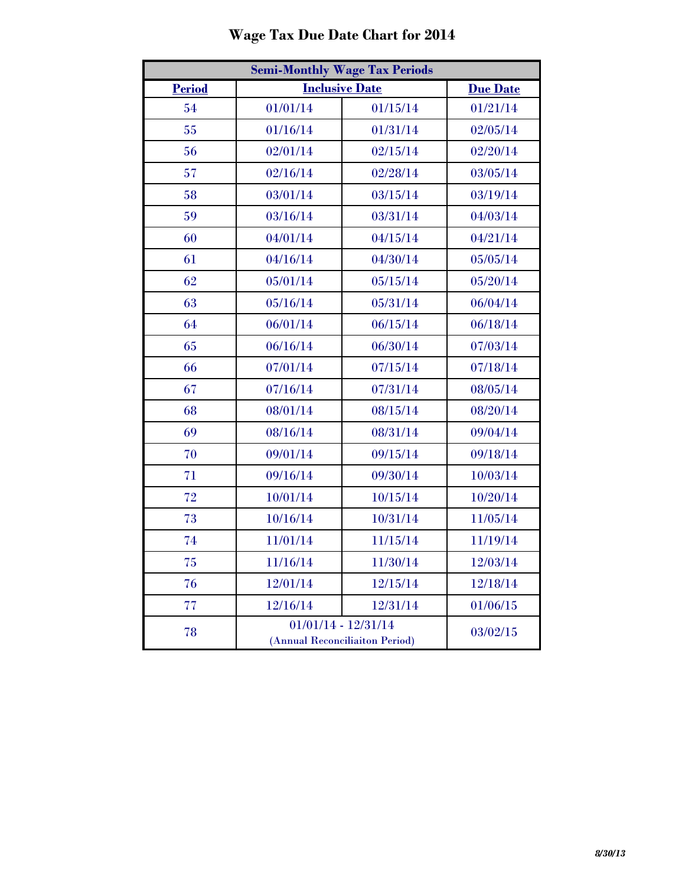# Wage Tax Due Date Chart for 2014

| Semi-Monthly Wage Tax Periods | | | |
|---|---|---|---|
| **Period** | **Inclusive Date** | | **Due Date** |
| 54 | 01/01/14 | 01/15/14 | 01/21/14 |
| 55 | 01/16/14 | 01/31/14 | 02/05/14 |
| 56 | 02/01/14 | 02/15/14 | 02/20/14 |
| 57 | 02/16/14 | 02/28/14 | 03/05/14 |
| 58 | 03/01/14 | 03/15/14 | 03/19/14 |
| 59 | 03/16/14 | 03/31/14 | 04/03/14 |
| 60 | 04/01/14 | 04/15/14 | 04/21/14 |
| 61 | 04/16/14 | 04/30/14 | 05/05/14 |
| 62 | 05/01/14 | 05/15/14 | 05/20/14 |
| 63 | 05/16/14 | 05/31/14 | 06/04/14 |
| 64 | 06/01/14 | 06/15/14 | 06/18/14 |
| 65 | 06/16/14 | 06/30/14 | 07/03/14 |
| 66 | 07/01/14 | 07/15/14 | 07/18/14 |
| 67 | 07/16/14 | 07/31/14 | 08/05/14 |
| 68 | 08/01/14 | 08/15/14 | 08/20/14 |
| 69 | 08/16/14 | 08/31/14 | 09/04/14 |
| 70 | 09/01/14 | 09/15/14 | 09/18/14 |
| 71 | 09/16/14 | 09/30/14 | 10/03/14 |
| 72 | 10/01/14 | 10/15/14 | 10/20/14 |
| 73 | 10/16/14 | 10/31/14 | 11/05/14 |
| 74 | 11/01/14 | 11/15/14 | 11/19/14 |
| 75 | 11/16/14 | 11/30/14 | 12/03/14 |
| 76 | 12/01/14 | 12/15/14 | 12/18/14 |
| 77 | 12/16/14 | 12/31/14 | 01/06/15 |
| 78 | 01/01/14 - 12/31/14 (Annual Reconciliaiton Period) | | 03/02/15 |

*8/30/13*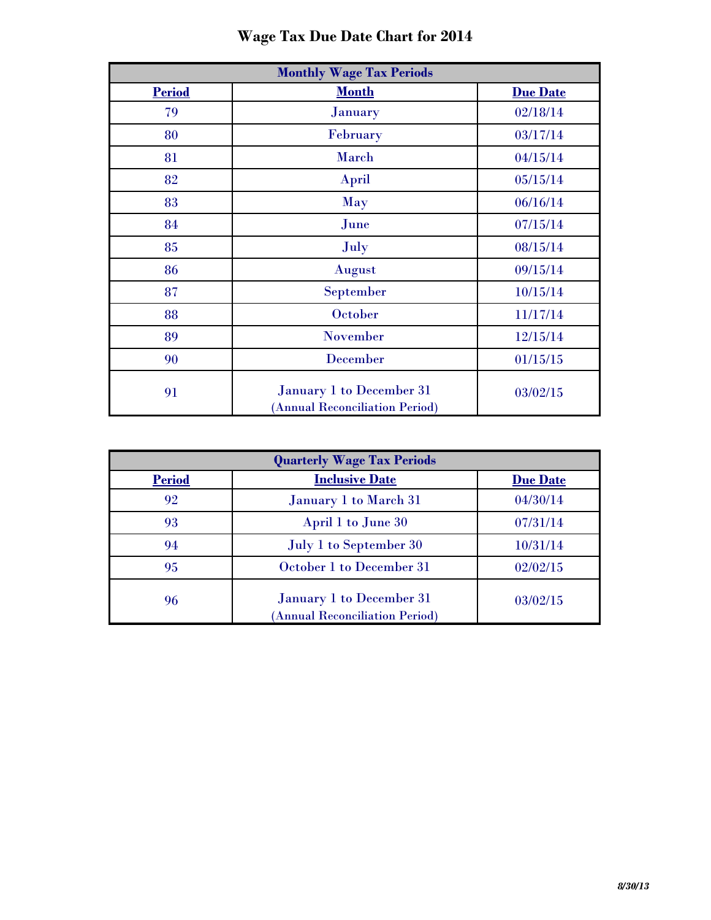# Wage Tax Due Date Chart for 2014

| Monthly Wage Tax Periods | | |
|---|---|---|
| **Period** | **Month** | **Due Date** |
| 79 | January | 02/18/14 |
| 80 | February | 03/17/14 |
| 81 | March | 04/15/14 |
| 82 | April | 05/15/14 |
| 83 | May | 06/16/14 |
| 84 | June | 07/15/14 |
| 85 | July | 08/15/14 |
| 86 | August | 09/15/14 |
| 87 | September | 10/15/14 |
| 88 | October | 11/17/14 |
| 89 | November | 12/15/14 |
| 90 | December | 01/15/15 |
| 91 | January 1 to December 31 (Annual Reconciliation Period) | 03/02/15 |

| Quarterly Wage Tax Periods | | |
|---|---|---|
| **Period** | **Inclusive Date** | **Due Date** |
| 92 | January 1 to March 31 | 04/30/14 |
| 93 | April 1 to June 30 | 07/31/14 |
| 94 | July 1 to September 30 | 10/31/14 |
| 95 | October 1 to December 31 | 02/02/15 |
| 96 | January 1 to December 31 (Annual Reconciliation Period) | 03/02/15 |

*8/30/13*